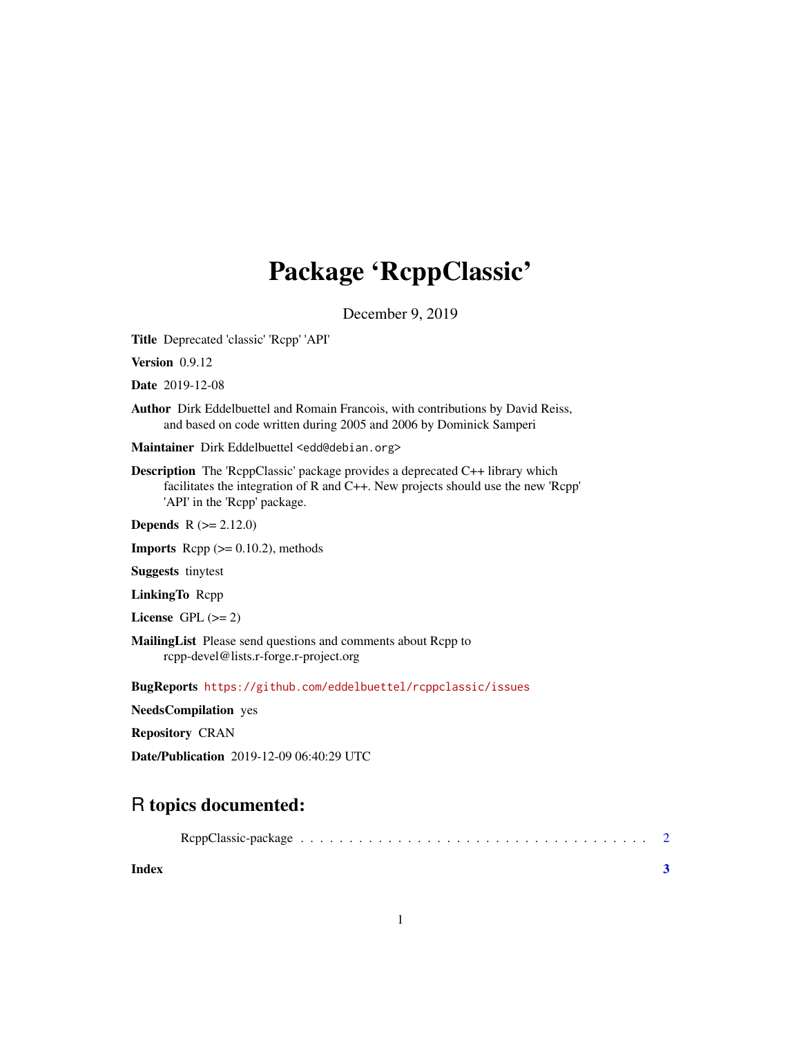# Package 'RcppClassic'

December 9, 2019

**Title** Deprecated 'classic' 'Rcpp' 'API'

**Version** 0.9.12

**Date** 2019-12-08

**Author** Dirk Eddelbuettel and Romain Francois, with contributions by David Reiss, and based on code written during 2005 and 2006 by Dominick Samperi

**Maintainer** Dirk Eddelbuettel <edd@debian.org>

**Description** The 'RcppClassic' package provides a deprecated C++ library which facilitates the integration of R and C++. New projects should use the new 'Rcpp' 'API' in the 'Rcpp' package.

**Depends** R (>= 2.12.0)

**Imports** Rcpp (>= 0.10.2), methods

**Suggests** tinytest

**LinkingTo** Rcpp

**License** GPL (>= 2)

**MailingList** Please send questions and comments about Rcpp to rcpp-devel@lists.r-forge.r-project.org

**BugReports** https://github.com/eddelbuettel/rcppclassic/issues

**NeedsCompilation** yes

**Repository** CRAN

**Date/Publication** 2019-12-09 06:40:29 UTC

## R topics documented:

RcppClassic-package . . . . . . . . . . . . . . . . . . . . . . . . . . . . . . . . . . . . 2

**Index** **3**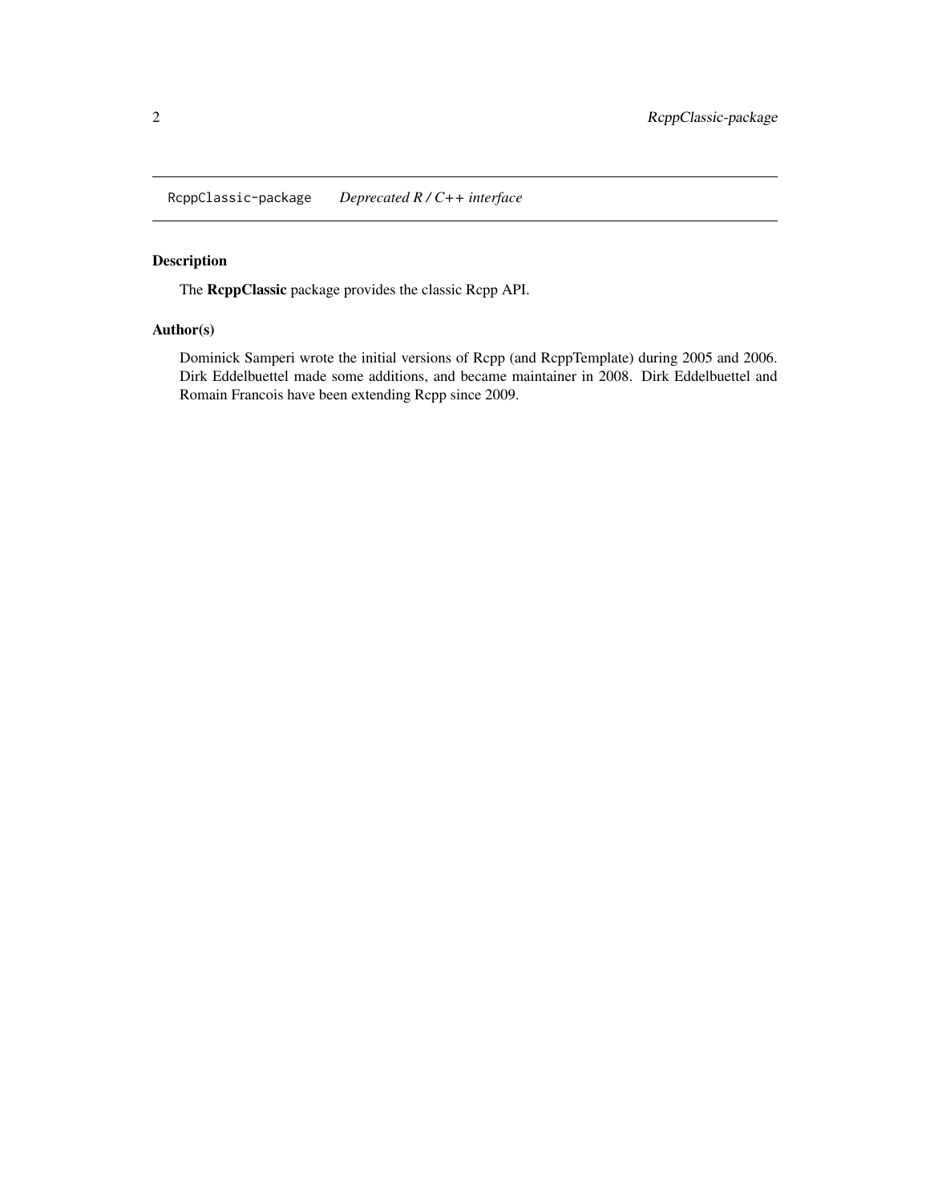RcppClassic-package *Deprecated R / C++ interface*

### Description

The **RcppClassic** package provides the classic Rcpp API.

### Author(s)

Dominick Samperi wrote the initial versions of Rcpp (and RcppTemplate) during 2005 and 2006. Dirk Eddelbuettel made some additions, and became maintainer in 2008. Dirk Eddelbuettel and Romain Francois have been extending Rcpp since 2009.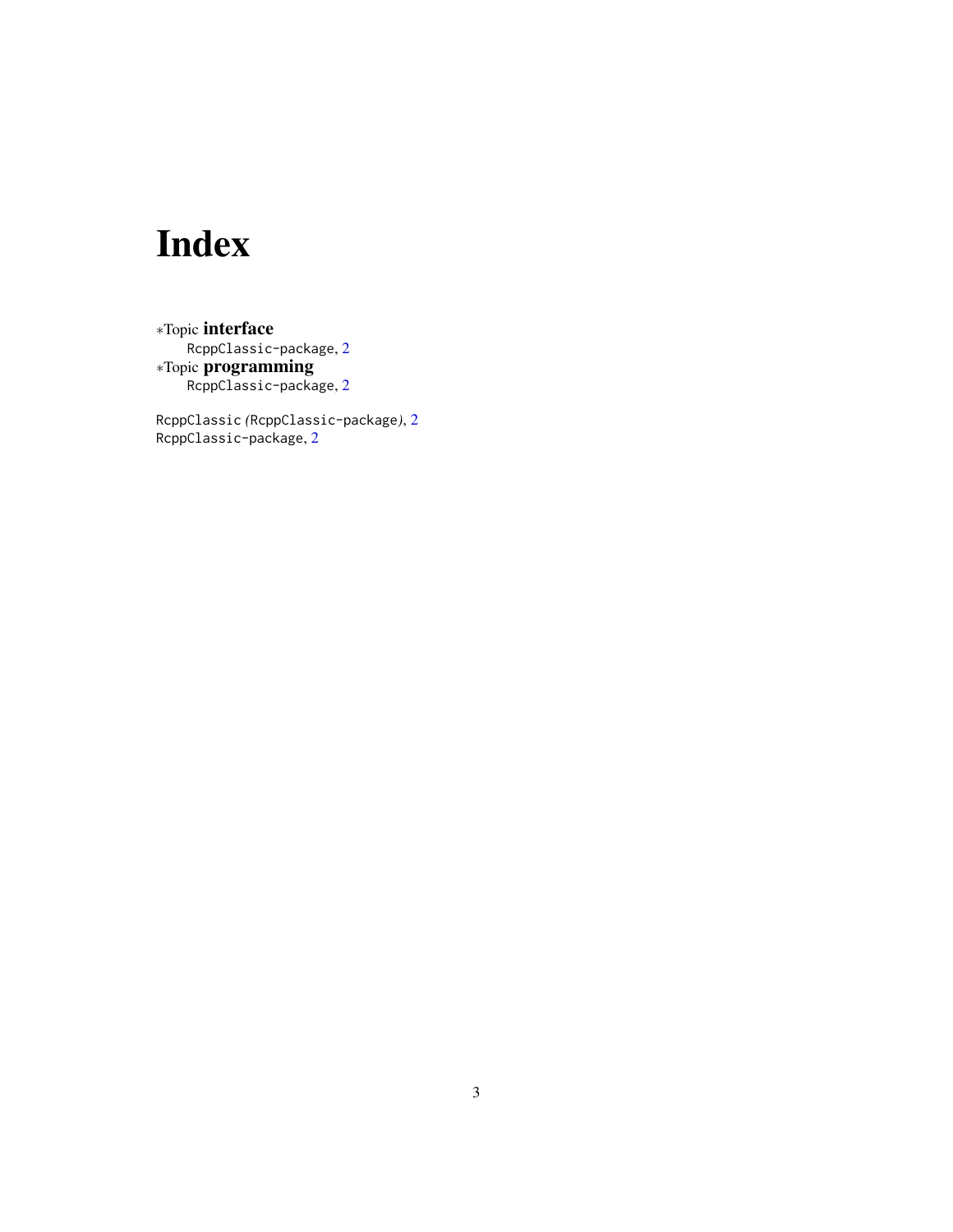# Index

∗Topic **interface**
    RcppClassic-package, 2
∗Topic **programming**
    RcppClassic-package, 2

RcppClassic *(*RcppClassic-package*)*, 2
RcppClassic-package, 2